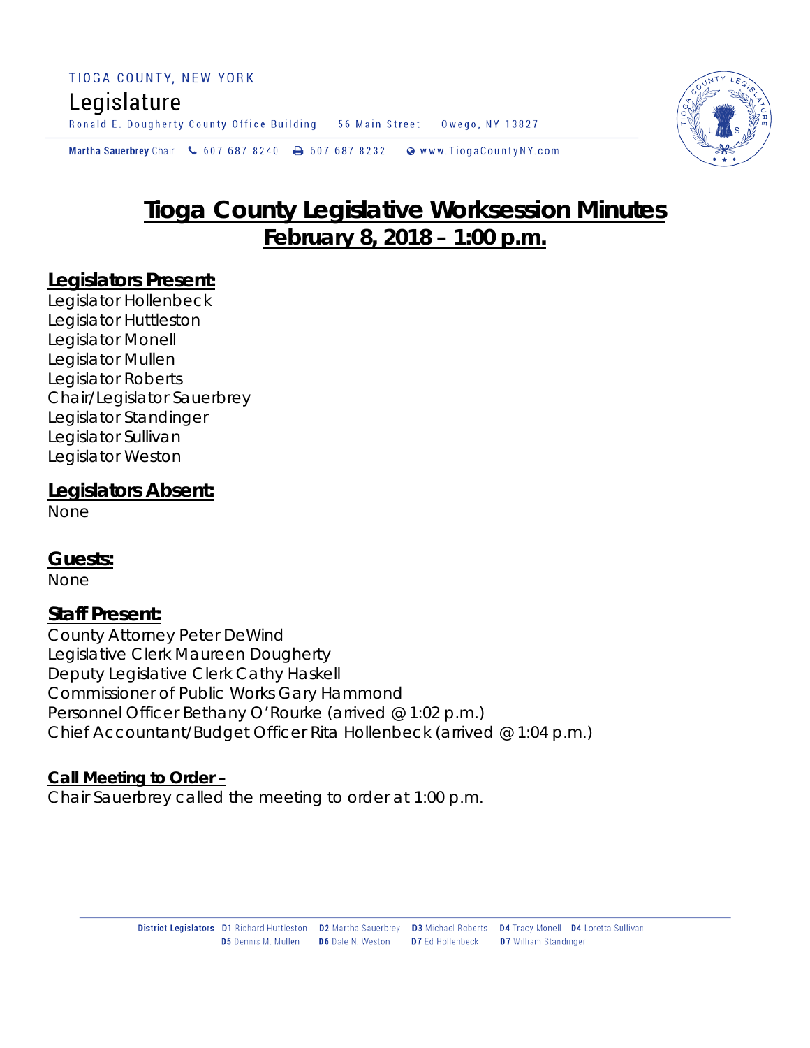TIOGA COUNTY, NEW YORK

Legislature

Ronald E. Dougherty County Office Building 56 Main Street Owego, NY 13827

Martha Sauerbrey Chair 607 687 8240 607 687 8232 www.TiogaCountyNY.com

# Tioga County Legislative Worksession Minutes
## February 8, 2018 – 1:00 p.m.

### Legislators Present:

Legislator Hollenbeck
Legislator Huttleston
Legislator Monell
Legislator Mullen
Legislator Roberts
Chair/Legislator Sauerbrey
Legislator Standinger
Legislator Sullivan
Legislator Weston

### Legislators Absent:

None

### Guests:

None

### Staff Present:

County Attorney Peter DeWind
Legislative Clerk Maureen Dougherty
Deputy Legislative Clerk Cathy Haskell
Commissioner of Public Works Gary Hammond
Personnel Officer Bethany O'Rourke (arrived @ 1:02 p.m.)
Chief Accountant/Budget Officer Rita Hollenbeck (arrived @ 1:04 p.m.)

**Call Meeting to Order –**

Chair Sauerbrey called the meeting to order at 1:00 p.m.

District Legislators: D1 Richard Huttleston D2 Martha Sauerbrey D3 Michael Roberts D4 Tracy Monell D4 Loretta Sullivan D5 Dennis M. Mullen D6 Dale N. Weston D7 Ed Hollenbeck D7 William Standinger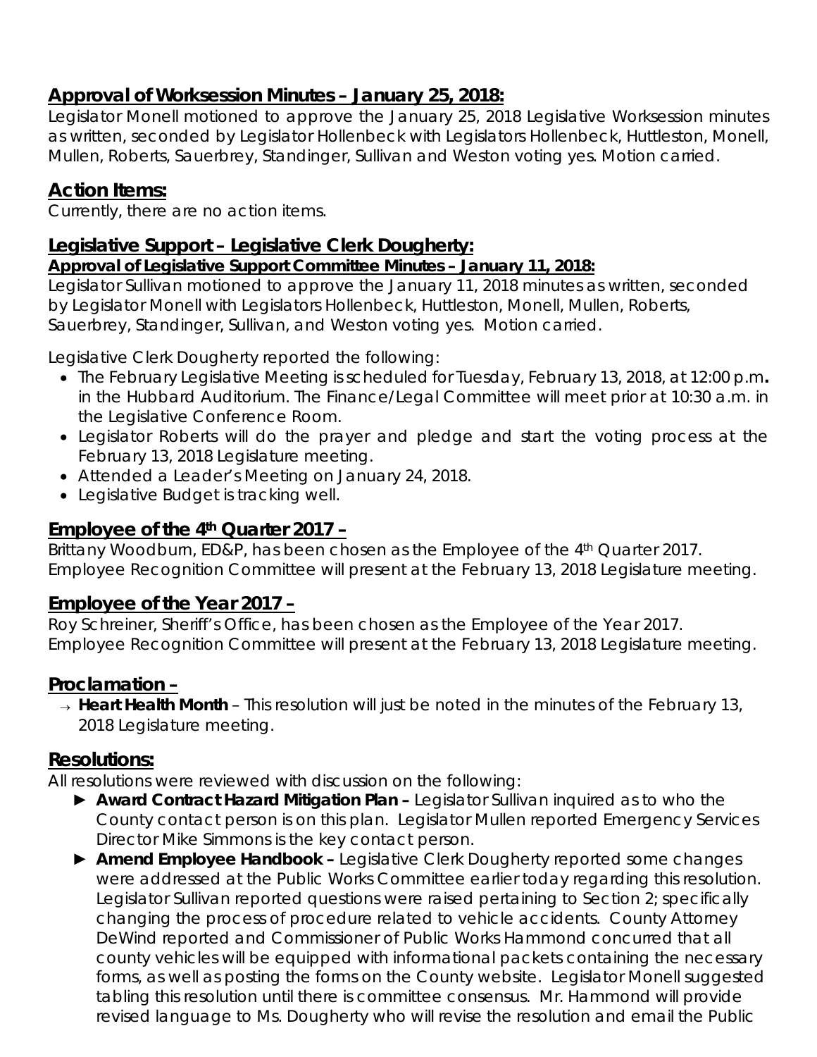## Approval of Worksession Minutes – January 25, 2018:

Legislator Monell motioned to approve the January 25, 2018 Legislative Worksession minutes as written, seconded by Legislator Hollenbeck with Legislators Hollenbeck, Huttleston, Monell, Mullen, Roberts, Sauerbrey, Standinger, Sullivan and Weston voting yes. Motion carried.

## Action Items:

Currently, there are no action items.

## Legislative Support – Legislative Clerk Dougherty:

### Approval of Legislative Support Committee Minutes – January 11, 2018:

Legislator Sullivan motioned to approve the January 11, 2018 minutes as written, seconded by Legislator Monell with Legislators Hollenbeck, Huttleston, Monell, Mullen, Roberts, Sauerbrey, Standinger, Sullivan, and Weston voting yes. Motion carried.

Legislative Clerk Dougherty reported the following:

- The February Legislative Meeting is scheduled for Tuesday, February 13, 2018, at 12:00 p.m**.** in the Hubbard Auditorium. The Finance/Legal Committee will meet prior at 10:30 a.m. in the Legislative Conference Room.
- Legislator Roberts will do the prayer and pledge and start the voting process at the February 13, 2018 Legislature meeting.
- Attended a Leader's Meeting on January 24, 2018.
- Legislative Budget is tracking well.

## Employee of the 4th Quarter 2017 –

Brittany Woodburn, ED&P, has been chosen as the Employee of the 4th Quarter 2017. Employee Recognition Committee will present at the February 13, 2018 Legislature meeting.

## Employee of the Year 2017 –

Roy Schreiner, Sheriff's Office, has been chosen as the Employee of the Year 2017. Employee Recognition Committee will present at the February 13, 2018 Legislature meeting.

## Proclamation –

- → **Heart Health Month** – This resolution will just be noted in the minutes of the February 13, 2018 Legislature meeting.

## Resolutions:

All resolutions were reviewed with discussion on the following:

- ► **Award Contract Hazard Mitigation Plan –** Legislator Sullivan inquired as to who the County contact person is on this plan. Legislator Mullen reported Emergency Services Director Mike Simmons is the key contact person.
- ► **Amend Employee Handbook –** Legislative Clerk Dougherty reported some changes were addressed at the Public Works Committee earlier today regarding this resolution. Legislator Sullivan reported questions were raised pertaining to Section 2; specifically changing the process of procedure related to vehicle accidents. County Attorney DeWind reported and Commissioner of Public Works Hammond concurred that all county vehicles will be equipped with informational packets containing the necessary forms, as well as posting the forms on the County website. Legislator Monell suggested tabling this resolution until there is committee consensus. Mr. Hammond will provide revised language to Ms. Dougherty who will revise the resolution and email the Public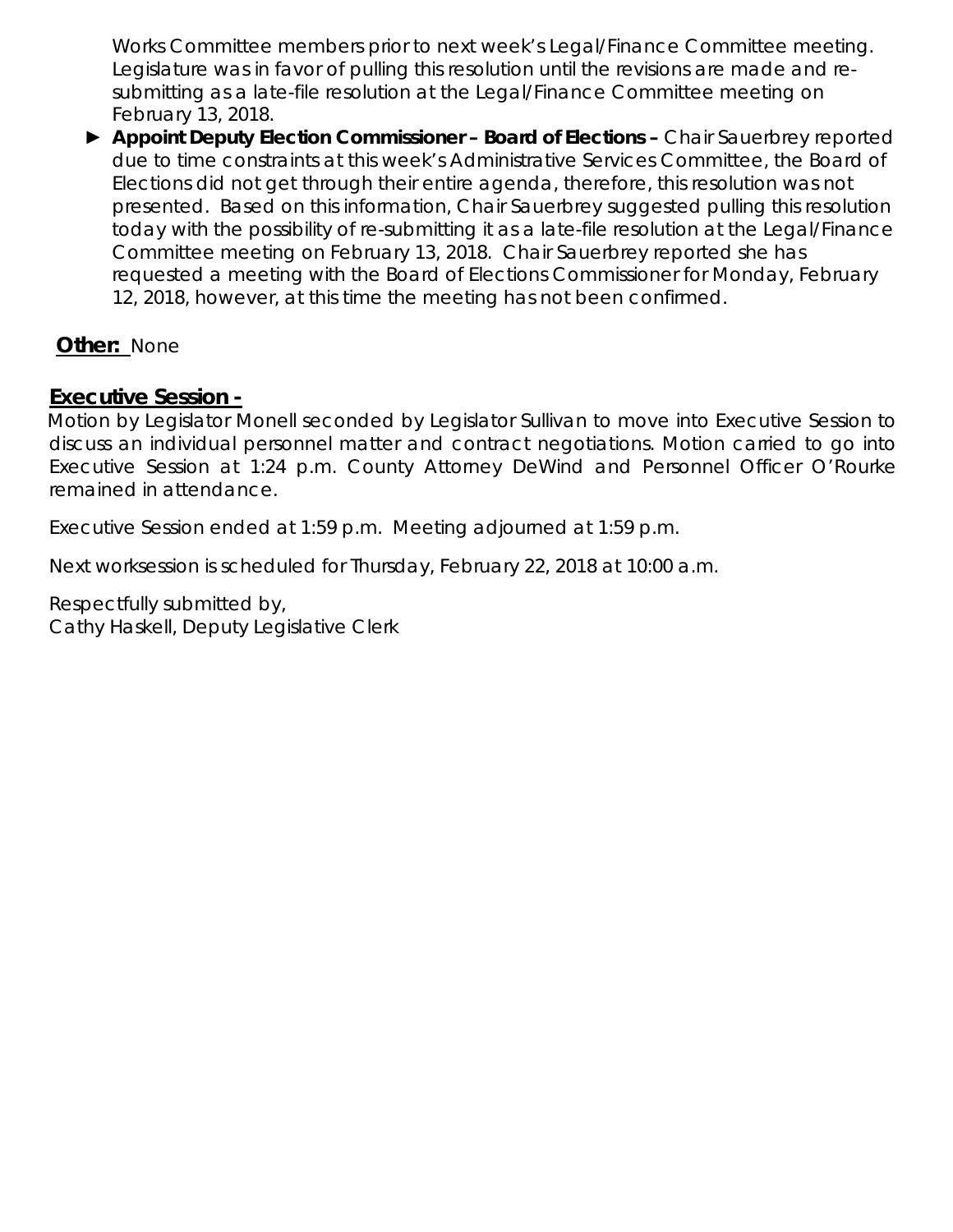Works Committee members prior to next week's Legal/Finance Committee meeting. Legislature was in favor of pulling this resolution until the revisions are made and re-submitting as a late-file resolution at the Legal/Finance Committee meeting on February 13, 2018.

- ► **Appoint Deputy Election Commissioner – Board of Elections –** Chair Sauerbrey reported due to time constraints at this week's Administrative Services Committee, the Board of Elections did not get through their entire agenda, therefore, this resolution was not presented. Based on this information, Chair Sauerbrey suggested pulling this resolution today with the possibility of re-submitting it as a late-file resolution at the Legal/Finance Committee meeting on February 13, 2018. Chair Sauerbrey reported she has requested a meeting with the Board of Elections Commissioner for Monday, February 12, 2018, however, at this time the meeting has not been confirmed.

**Other:** None

## Executive Session -

Motion by Legislator Monell seconded by Legislator Sullivan to move into Executive Session to discuss an individual personnel matter and contract negotiations. Motion carried to go into Executive Session at 1:24 p.m. County Attorney DeWind and Personnel Officer O'Rourke remained in attendance.

Executive Session ended at 1:59 p.m. Meeting adjourned at 1:59 p.m.

Next worksession is scheduled for Thursday, February 22, 2018 at 10:00 a.m.

Respectfully submitted by,
Cathy Haskell, Deputy Legislative Clerk